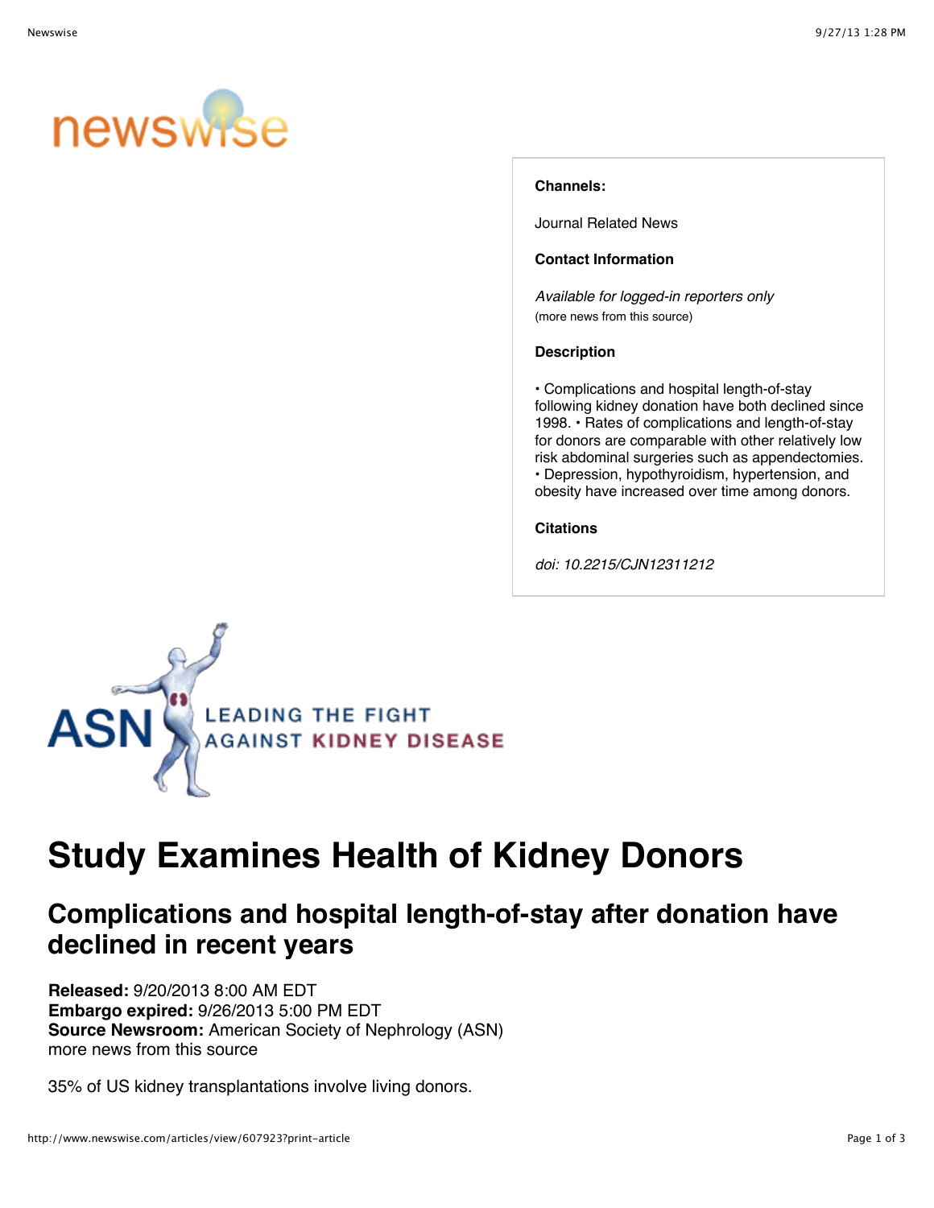**Channels:**

Journal Related News

**Contact Information**

*Available for logged-in reporters only*
(more news from this source)

**Description**

• Complications and hospital length-of-stay following kidney donation have both declined since 1998. • Rates of complications and length-of-stay for donors are comparable with other relatively low risk abdominal surgeries such as appendectomies. • Depression, hypothyroidism, hypertension, and obesity have increased over time among donors.

**Citations**

*doi: 10.2215/CJN12311212*

# Study Examines Health of Kidney Donors

## Complications and hospital length-of-stay after donation have declined in recent years

**Released:** 9/20/2013 8:00 AM EDT
**Embargo expired:** 9/26/2013 5:00 PM EDT
**Source Newsroom:** American Society of Nephrology (ASN)
more news from this source

35% of US kidney transplantations involve living donors.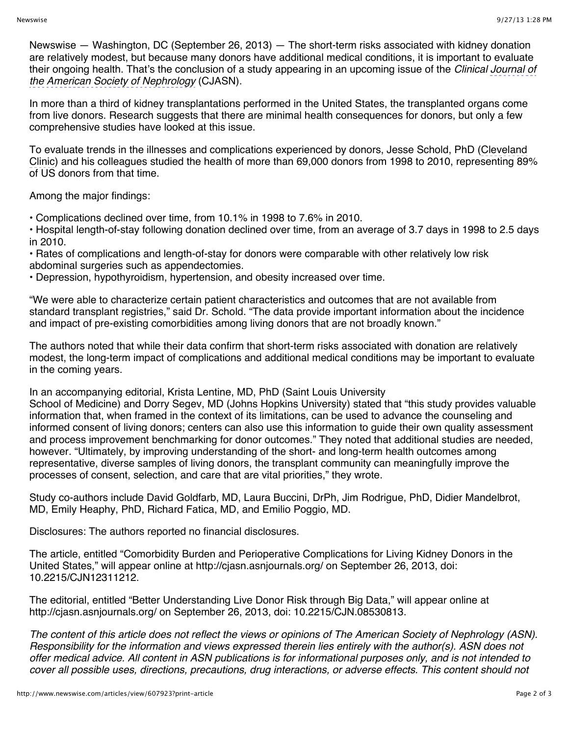Newswise — Washington, DC (September 26, 2013) — The short-term risks associated with kidney donation are relatively modest, but because many donors have additional medical conditions, it is important to evaluate their ongoing health. That's the conclusion of a study appearing in an upcoming issue of the *Clinical Journal of the American Society of Nephrology* (CJASN).

In more than a third of kidney transplantations performed in the United States, the transplanted organs come from live donors. Research suggests that there are minimal health consequences for donors, but only a few comprehensive studies have looked at this issue.

To evaluate trends in the illnesses and complications experienced by donors, Jesse Schold, PhD (Cleveland Clinic) and his colleagues studied the health of more than 69,000 donors from 1998 to 2010, representing 89% of US donors from that time.

Among the major findings:

- Complications declined over time, from 10.1% in 1998 to 7.6% in 2010.
- Hospital length-of-stay following donation declined over time, from an average of 3.7 days in 1998 to 2.5 days in 2010.
- Rates of complications and length-of-stay for donors were comparable with other relatively low risk abdominal surgeries such as appendectomies.
- Depression, hypothyroidism, hypertension, and obesity increased over time.

"We were able to characterize certain patient characteristics and outcomes that are not available from standard transplant registries," said Dr. Schold. "The data provide important information about the incidence and impact of pre-existing comorbidities among living donors that are not broadly known."

The authors noted that while their data confirm that short-term risks associated with donation are relatively modest, the long-term impact of complications and additional medical conditions may be important to evaluate in the coming years.

In an accompanying editorial, Krista Lentine, MD, PhD (Saint Louis University School of Medicine) and Dorry Segev, MD (Johns Hopkins University) stated that "this study provides valuable information that, when framed in the context of its limitations, can be used to advance the counseling and informed consent of living donors; centers can also use this information to guide their own quality assessment and process improvement benchmarking for donor outcomes." They noted that additional studies are needed, however. "Ultimately, by improving understanding of the short- and long-term health outcomes among representative, diverse samples of living donors, the transplant community can meaningfully improve the processes of consent, selection, and care that are vital priorities," they wrote.

Study co-authors include David Goldfarb, MD, Laura Buccini, DrPh, Jim Rodrigue, PhD, Didier Mandelbrot, MD, Emily Heaphy, PhD, Richard Fatica, MD, and Emilio Poggio, MD.

Disclosures: The authors reported no financial disclosures.

The article, entitled "Comorbidity Burden and Perioperative Complications for Living Kidney Donors in the United States," will appear online at http://cjasn.asnjournals.org/ on September 26, 2013, doi: 10.2215/CJN12311212.

The editorial, entitled "Better Understanding Live Donor Risk through Big Data," will appear online at http://cjasn.asnjournals.org/ on September 26, 2013, doi: 10.2215/CJN.08530813.

*The content of this article does not reflect the views or opinions of The American Society of Nephrology (ASN). Responsibility for the information and views expressed therein lies entirely with the author(s). ASN does not offer medical advice. All content in ASN publications is for informational purposes only, and is not intended to cover all possible uses, directions, precautions, drug interactions, or adverse effects. This content should not*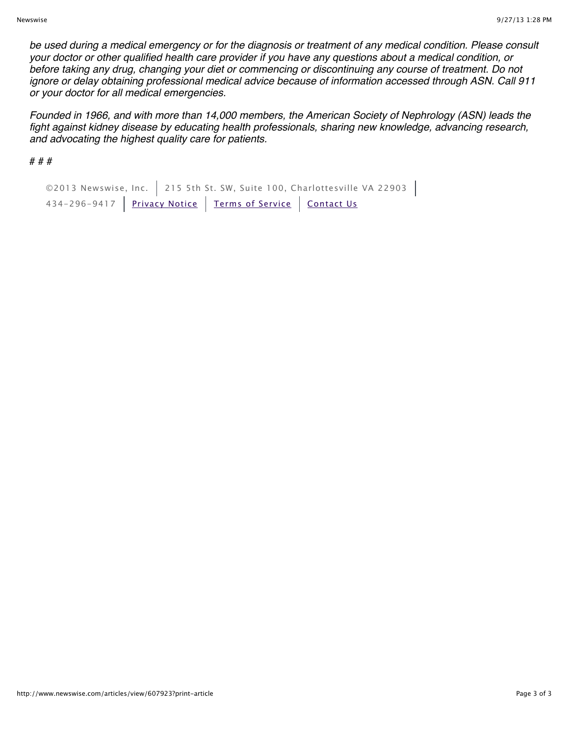*be used during a medical emergency or for the diagnosis or treatment of any medical condition. Please consult your doctor or other qualified health care provider if you have any questions about a medical condition, or before taking any drug, changing your diet or commencing or discontinuing any course of treatment. Do not ignore or delay obtaining professional medical advice because of information accessed through ASN. Call 911 or your doctor for all medical emergencies.*

*Founded in 1966, and with more than 14,000 members, the American Society of Nephrology (ASN) leads the fight against kidney disease by educating health professionals, sharing new knowledge, advancing research, and advocating the highest quality care for patients.*

*# # #*

©2013 Newswise, Inc. | 215 5th St. SW, Suite 100, Charlottesville VA 22903 | 434-296-9417 | Privacy Notice | Terms of Service | Contact Us